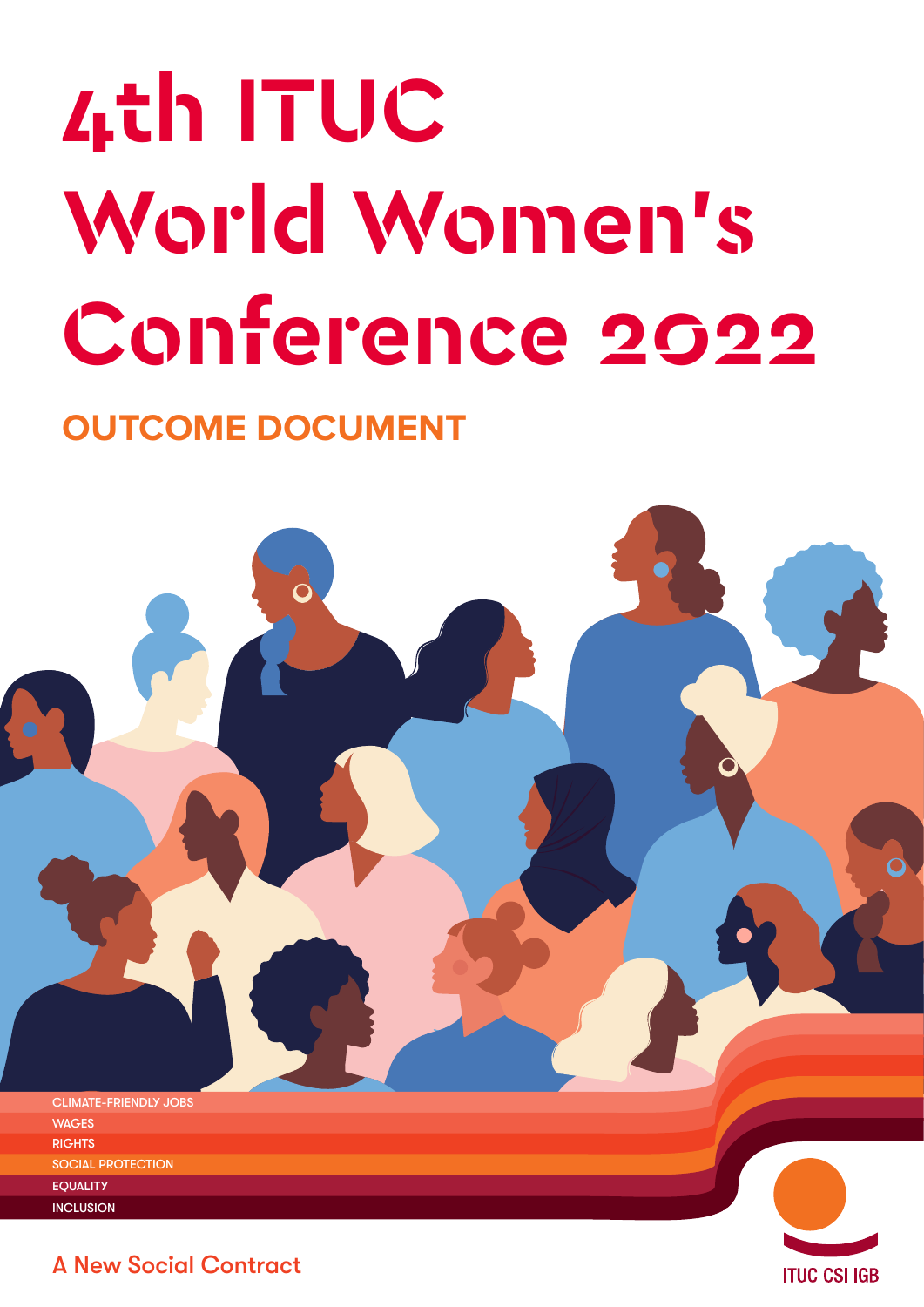# 4th ITUC World Women's Conference 2022

## OUTCOME DOCUMENT

CLIMATE-FRIENDLY JOBS
WAGES
RIGHTS
SOCIAL PROTECTION
EQUALITY
INCLUSION

A New Social Contract

ITUC CSI IGB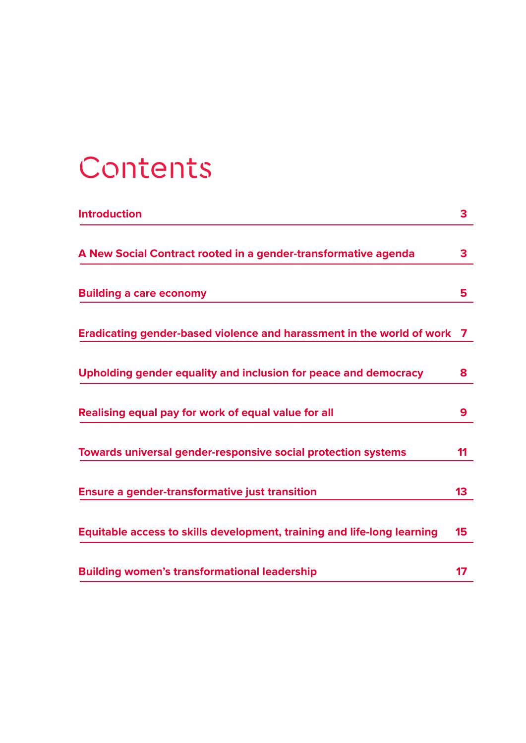# Contents

| | |
|---|---|
| Introduction | 3 |
| A New Social Contract rooted in a gender-transformative agenda | 3 |
| Building a care economy | 5 |
| Eradicating gender-based violence and harassment in the world of work | 7 |
| Upholding gender equality and inclusion for peace and democracy | 8 |
| Realising equal pay for work of equal value for all | 9 |
| Towards universal gender-responsive social protection systems | 11 |
| Ensure a gender-transformative just transition | 13 |
| Equitable access to skills development, training and life-long learning | 15 |
| Building women's transformational leadership | 17 |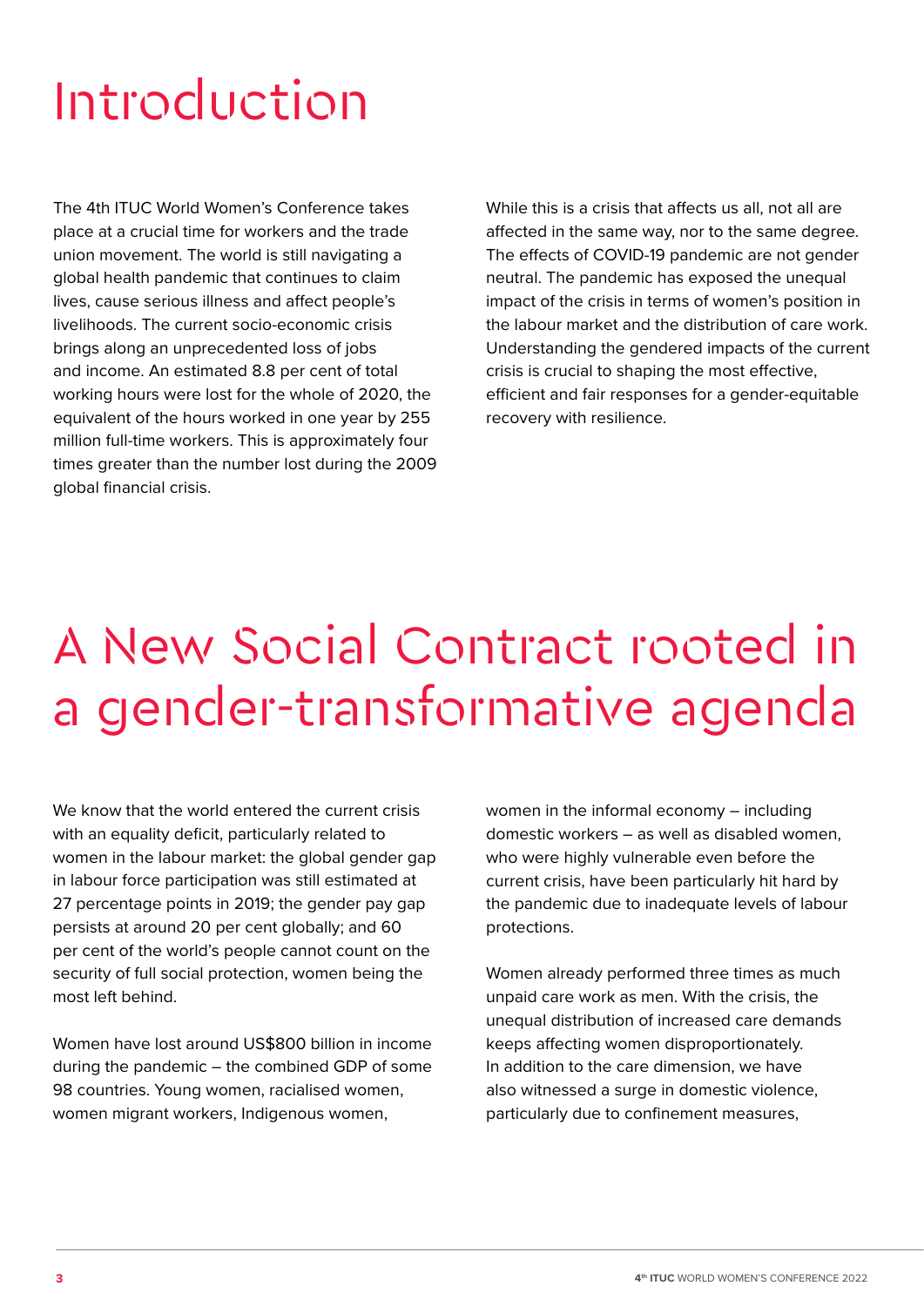# Introduction

The 4th ITUC World Women's Conference takes place at a crucial time for workers and the trade union movement. The world is still navigating a global health pandemic that continues to claim lives, cause serious illness and affect people's livelihoods. The current socio-economic crisis brings along an unprecedented loss of jobs and income. An estimated 8.8 per cent of total working hours were lost for the whole of 2020, the equivalent of the hours worked in one year by 255 million full-time workers. This is approximately four times greater than the number lost during the 2009 global financial crisis.

While this is a crisis that affects us all, not all are affected in the same way, nor to the same degree. The effects of COVID-19 pandemic are not gender neutral. The pandemic has exposed the unequal impact of the crisis in terms of women's position in the labour market and the distribution of care work. Understanding the gendered impacts of the current crisis is crucial to shaping the most effective, efficient and fair responses for a gender-equitable recovery with resilience.

# A New Social Contract rooted in a gender-transformative agenda

We know that the world entered the current crisis with an equality deficit, particularly related to women in the labour market: the global gender gap in labour force participation was still estimated at 27 percentage points in 2019; the gender pay gap persists at around 20 per cent globally; and 60 per cent of the world's people cannot count on the security of full social protection, women being the most left behind.

Women have lost around US$800 billion in income during the pandemic – the combined GDP of some 98 countries. Young women, racialised women, women migrant workers, Indigenous women, women in the informal economy – including domestic workers – as well as disabled women, who were highly vulnerable even before the current crisis, have been particularly hit hard by the pandemic due to inadequate levels of labour protections.

Women already performed three times as much unpaid care work as men. With the crisis, the unequal distribution of increased care demands keeps affecting women disproportionately. In addition to the care dimension, we have also witnessed a surge in domestic violence, particularly due to confinement measures,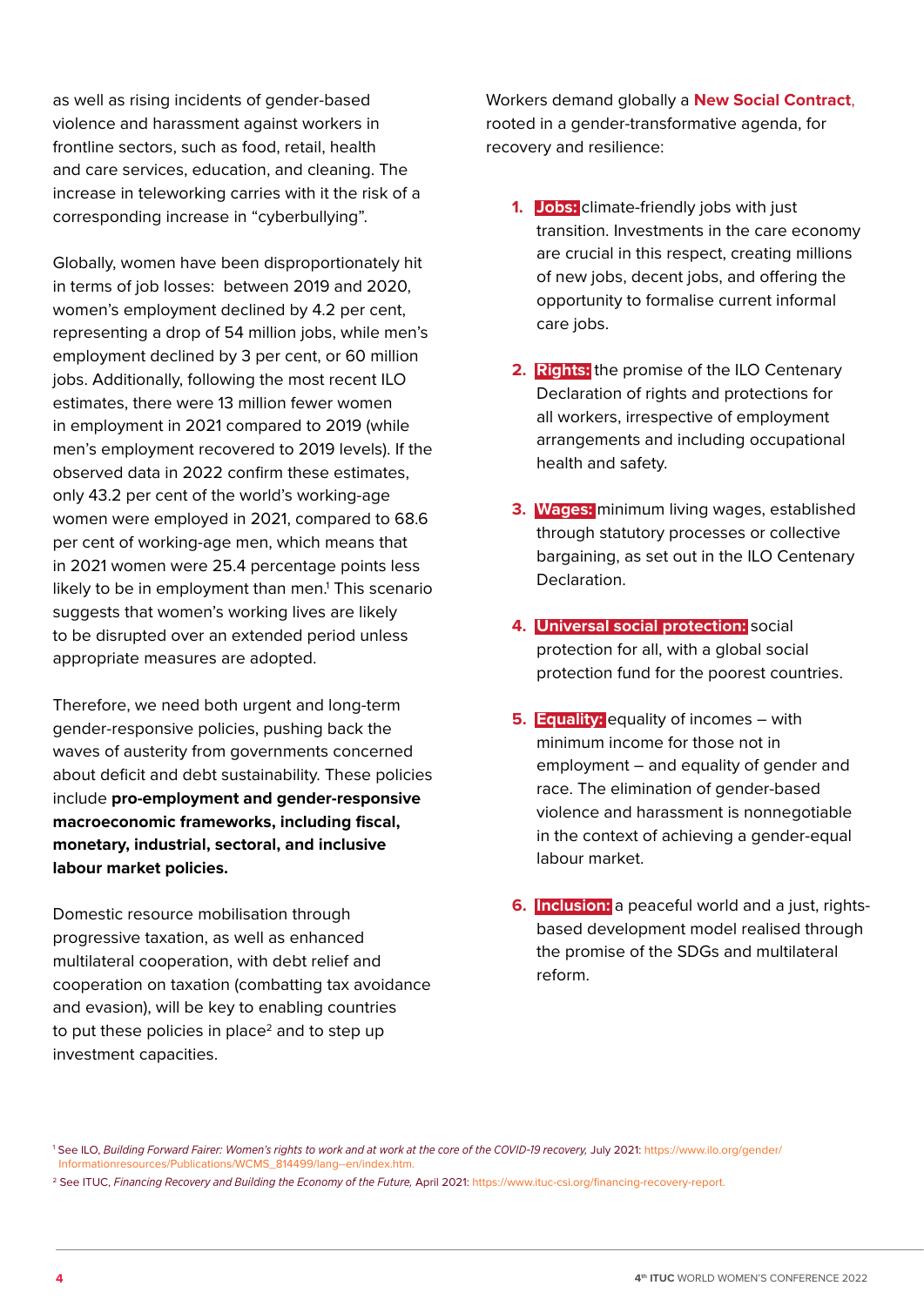as well as rising incidents of gender-based violence and harassment against workers in frontline sectors, such as food, retail, health and care services, education, and cleaning. The increase in teleworking carries with it the risk of a corresponding increase in "cyberbullying".

Globally, women have been disproportionately hit in terms of job losses: between 2019 and 2020, women's employment declined by 4.2 per cent, representing a drop of 54 million jobs, while men's employment declined by 3 per cent, or 60 million jobs. Additionally, following the most recent ILO estimates, there were 13 million fewer women in employment in 2021 compared to 2019 (while men's employment recovered to 2019 levels). If the observed data in 2022 confirm these estimates, only 43.2 per cent of the world's working-age women were employed in 2021, compared to 68.6 per cent of working-age men, which means that in 2021 women were 25.4 percentage points less likely to be in employment than men.[1] This scenario suggests that women's working lives are likely to be disrupted over an extended period unless appropriate measures are adopted.

Therefore, we need both urgent and long-term gender-responsive policies, pushing back the waves of austerity from governments concerned about deficit and debt sustainability. These policies include **pro-employment and gender-responsive macroeconomic frameworks, including fiscal, monetary, industrial, sectoral, and inclusive labour market policies.**

Domestic resource mobilisation through progressive taxation, as well as enhanced multilateral cooperation, with debt relief and cooperation on taxation (combatting tax avoidance and evasion), will be key to enabling countries to put these policies in place[2] and to step up investment capacities.

Workers demand globally a **New Social Contract**, rooted in a gender-transformative agenda, for recovery and resilience:

1. **Jobs:** climate-friendly jobs with just transition. Investments in the care economy are crucial in this respect, creating millions of new jobs, decent jobs, and offering the opportunity to formalise current informal care jobs.

2. **Rights:** the promise of the ILO Centenary Declaration of rights and protections for all workers, irrespective of employment arrangements and including occupational health and safety.

3. **Wages:** minimum living wages, established through statutory processes or collective bargaining, as set out in the ILO Centenary Declaration.

4. **Universal social protection:** social protection for all, with a global social protection fund for the poorest countries.

5. **Equality:** equality of incomes – with minimum income for those not in employment – and equality of gender and race. The elimination of gender-based violence and harassment is nonnegotiable in the context of achieving a gender-equal labour market.

6. **Inclusion:** a peaceful world and a just, rights-based development model realised through the promise of the SDGs and multilateral reform.

[1] See ILO, *Building Forward Fairer: Women's rights to work and at work at the core of the COVID-19 recovery,* July 2021: https://www.ilo.org/gender/Informationresources/Publications/WCMS_814499/lang--en/index.htm.

[2] See ITUC, *Financing Recovery and Building the Economy of the Future,* April 2021: https://www.ituc-csi.org/financing-recovery-report.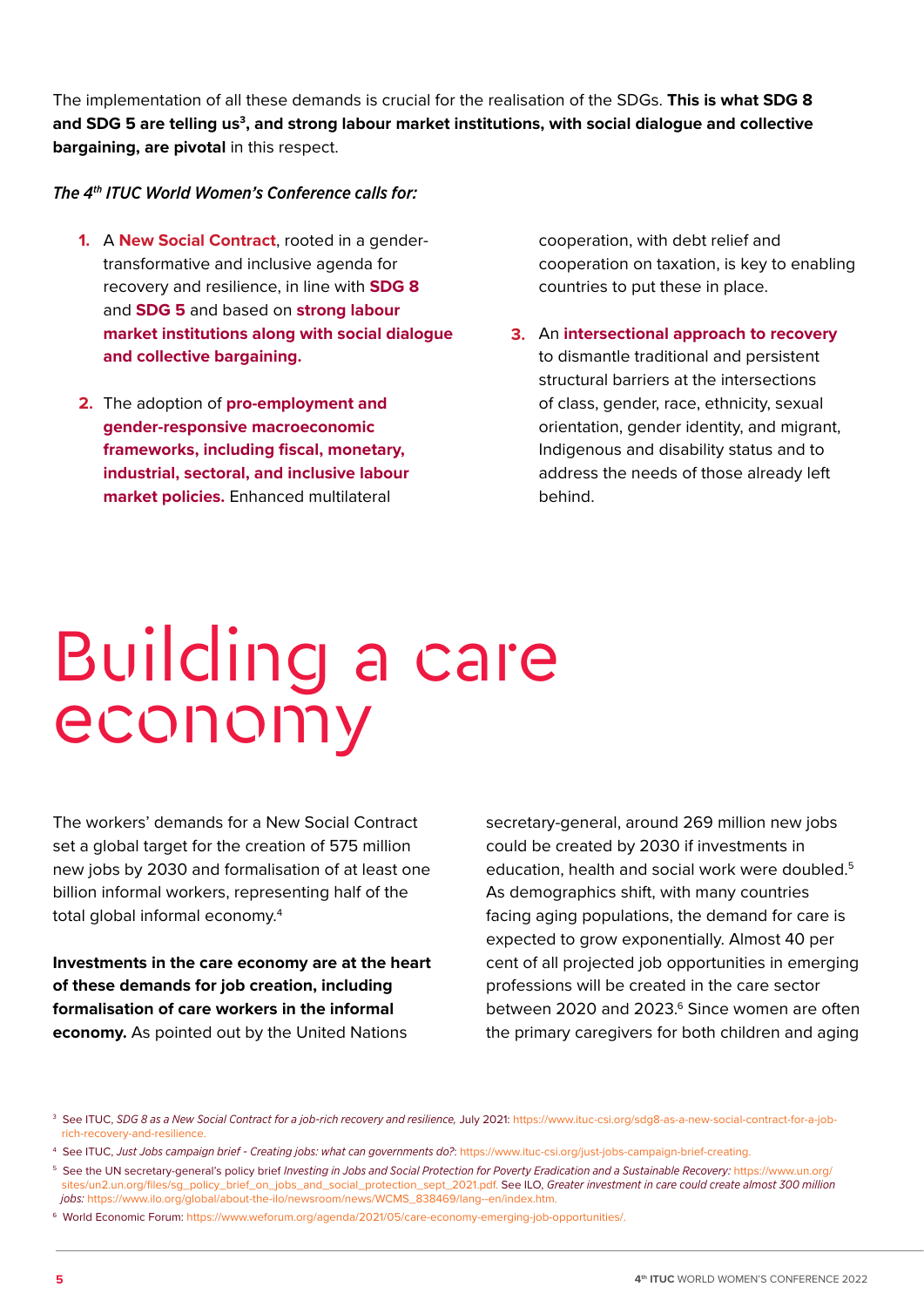The implementation of all these demands is crucial for the realisation of the SDGs. **This is what SDG 8 and SDG 5 are telling us[3], and strong labour market institutions, with social dialogue and collective bargaining, are pivotal** in this respect.

***The 4th ITUC World Women's Conference calls for:***

1. A **New Social Contract**, rooted in a gender-transformative and inclusive agenda for recovery and resilience, in line with **SDG 8** and **SDG 5** and based on **strong labour market institutions along with social dialogue and collective bargaining.**

2. The adoption of **pro-employment and gender-responsive macroeconomic frameworks, including fiscal, monetary, industrial, sectoral, and inclusive labour market policies.** Enhanced multilateral cooperation, with debt relief and cooperation on taxation, is key to enabling countries to put these in place.

3. An **intersectional approach to recovery** to dismantle traditional and persistent structural barriers at the intersections of class, gender, race, ethnicity, sexual orientation, gender identity, and migrant, Indigenous and disability status and to address the needs of those already left behind.

# Building a care economy

The workers' demands for a New Social Contract set a global target for the creation of 575 million new jobs by 2030 and formalisation of at least one billion informal workers, representing half of the total global informal economy.[4]

**Investments in the care economy are at the heart of these demands for job creation, including formalisation of care workers in the informal economy.** As pointed out by the United Nations secretary-general, around 269 million new jobs could be created by 2030 if investments in education, health and social work were doubled.[5] As demographics shift, with many countries facing aging populations, the demand for care is expected to grow exponentially. Almost 40 per cent of all projected job opportunities in emerging professions will be created in the care sector between 2020 and 2023.[6] Since women are often the primary caregivers for both children and aging

---

[3] See ITUC, *SDG 8 as a New Social Contract for a job-rich recovery and resilience,* July 2021: https://www.ituc-csi.org/sdg8-as-a-new-social-contract-for-a-job-rich-recovery-and-resilience.

[4] See ITUC, *Just Jobs campaign brief - Creating jobs: what can governments do?*: https://www.ituc-csi.org/just-jobs-campaign-brief-creating.

[5] See the UN secretary-general's policy brief *Investing in Jobs and Social Protection for Poverty Eradication and a Sustainable Recovery:* https://www.un.org/sites/un2.un.org/files/sg_policy_brief_on_jobs_and_social_protection_sept_2021.pdf. See ILO, *Greater investment in care could create almost 300 million jobs:* https://www.ilo.org/global/about-the-ilo/newsroom/news/WCMS_838469/lang--en/index.htm.

[6] World Economic Forum: https://www.weforum.org/agenda/2021/05/care-economy-emerging-job-opportunities/.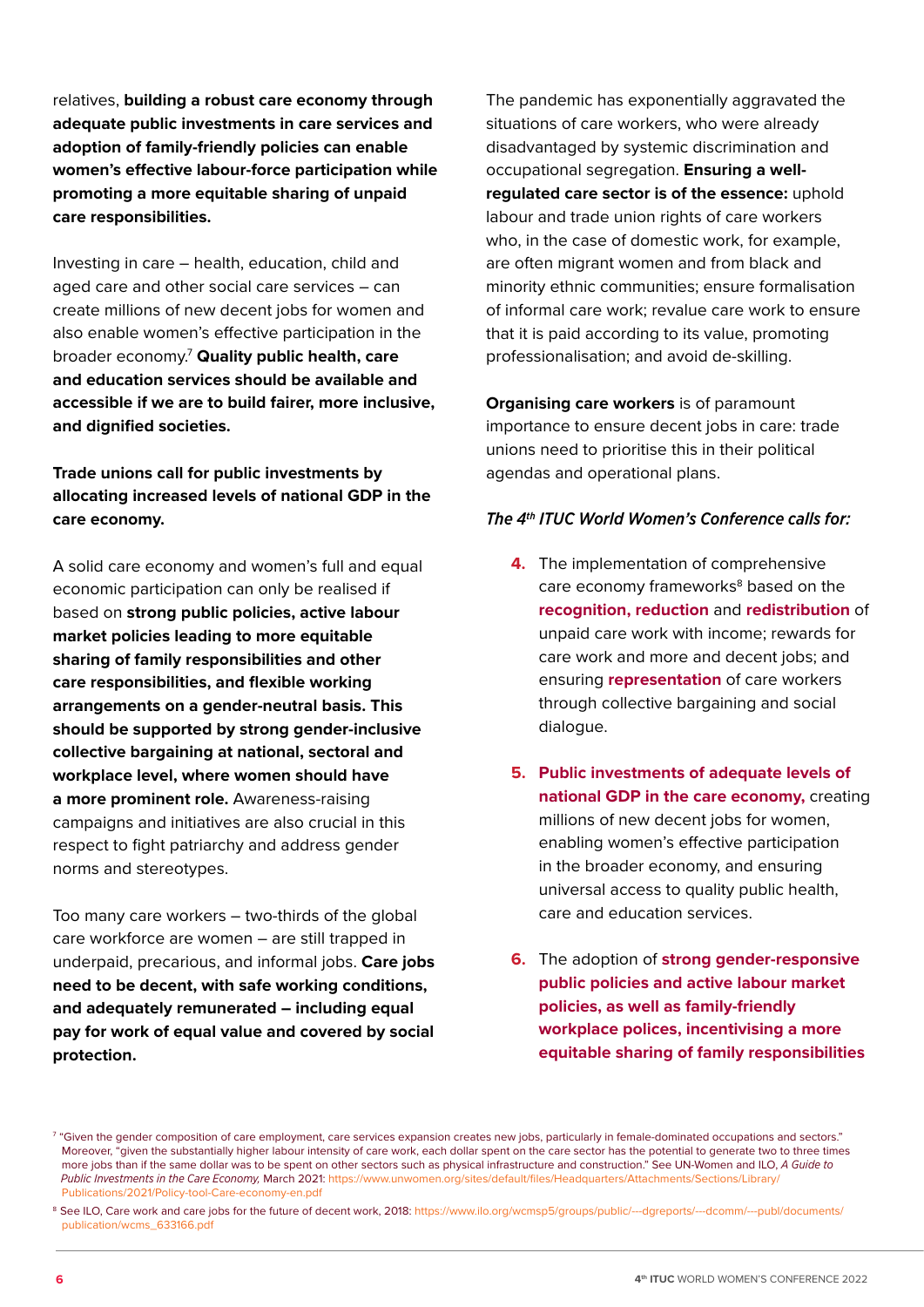relatives, **building a robust care economy through adequate public investments in care services and adoption of family-friendly policies can enable women's effective labour-force participation while promoting a more equitable sharing of unpaid care responsibilities.**

Investing in care – health, education, child and aged care and other social care services – can create millions of new decent jobs for women and also enable women's effective participation in the broader economy.[7] **Quality public health, care and education services should be available and accessible if we are to build fairer, more inclusive, and dignified societies.**

**Trade unions call for public investments by allocating increased levels of national GDP in the care economy.**

A solid care economy and women's full and equal economic participation can only be realised if based on **strong public policies, active labour market policies leading to more equitable sharing of family responsibilities and other care responsibilities, and flexible working arrangements on a gender-neutral basis. This should be supported by strong gender-inclusive collective bargaining at national, sectoral and workplace level, where women should have a more prominent role.** Awareness-raising campaigns and initiatives are also crucial in this respect to fight patriarchy and address gender norms and stereotypes.

Too many care workers – two-thirds of the global care workforce are women – are still trapped in underpaid, precarious, and informal jobs. **Care jobs need to be decent, with safe working conditions, and adequately remunerated – including equal pay for work of equal value and covered by social protection.**

The pandemic has exponentially aggravated the situations of care workers, who were already disadvantaged by systemic discrimination and occupational segregation. **Ensuring a well-regulated care sector is of the essence:** uphold labour and trade union rights of care workers who, in the case of domestic work, for example, are often migrant women and from black and minority ethnic communities; ensure formalisation of informal care work; revalue care work to ensure that it is paid according to its value, promoting professionalisation; and avoid de-skilling.

**Organising care workers** is of paramount importance to ensure decent jobs in care: trade unions need to prioritise this in their political agendas and operational plans.

***The 4th ITUC World Women's Conference calls for:***

4. The implementation of comprehensive care economy frameworks[8] based on the **recognition, reduction** and **redistribution** of unpaid care work with income; rewards for care work and more and decent jobs; and ensuring **representation** of care workers through collective bargaining and social dialogue.

5. **Public investments of adequate levels of national GDP in the care economy,** creating millions of new decent jobs for women, enabling women's effective participation in the broader economy, and ensuring universal access to quality public health, care and education services.

6. The adoption of **strong gender-responsive public policies and active labour market policies, as well as family-friendly workplace polices, incentivising a more equitable sharing of family responsibilities**

---

[7] "Given the gender composition of care employment, care services expansion creates new jobs, particularly in female-dominated occupations and sectors." Moreover, "given the substantially higher labour intensity of care work, each dollar spent on the care sector has the potential to generate two to three times more jobs than if the same dollar was to be spent on other sectors such as physical infrastructure and construction." See UN-Women and ILO, *A Guide to Public Investments in the Care Economy,* March 2021: https://www.unwomen.org/sites/default/files/Headquarters/Attachments/Sections/Library/Publications/2021/Policy-tool-Care-economy-en.pdf

[8] See ILO, Care work and care jobs for the future of decent work, 2018: https://www.ilo.org/wcmsp5/groups/public/---dgreports/---dcomm/---publ/documents/publication/wcms_633166.pdf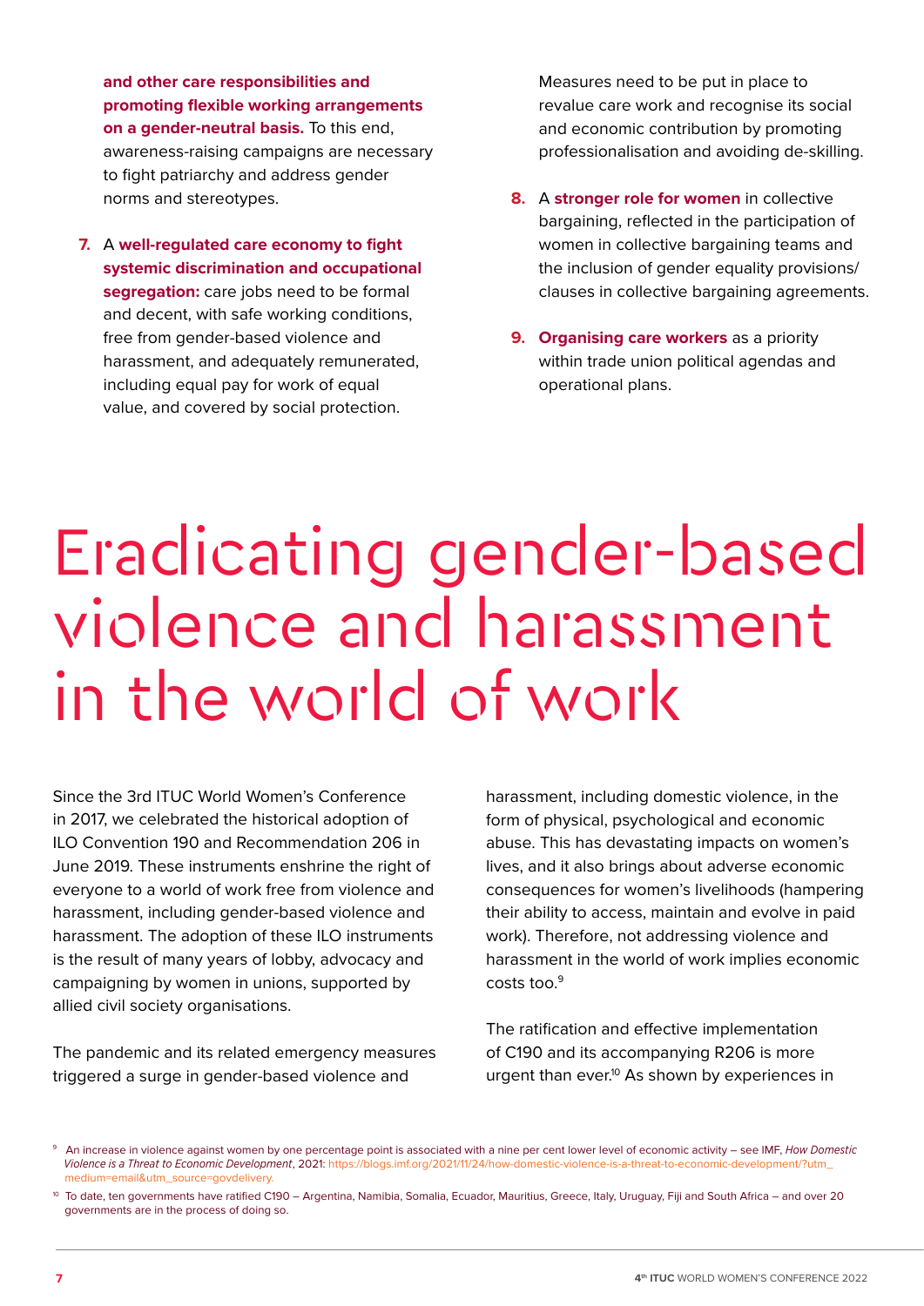**and other care responsibilities and promoting flexible working arrangements on a gender-neutral basis.** To this end, awareness-raising campaigns are necessary to fight patriarchy and address gender norms and stereotypes.

7. A **well-regulated care economy to fight systemic discrimination and occupational segregation:** care jobs need to be formal and decent, with safe working conditions, free from gender-based violence and harassment, and adequately remunerated, including equal pay for work of equal value, and covered by social protection.

   Measures need to be put in place to revalue care work and recognise its social and economic contribution by promoting professionalisation and avoiding de-skilling.

8. A **stronger role for women** in collective bargaining, reflected in the participation of women in collective bargaining teams and the inclusion of gender equality provisions/clauses in collective bargaining agreements.

9. **Organising care workers** as a priority within trade union political agendas and operational plans.

# Eradicating gender-based violence and harassment in the world of work

Since the 3rd ITUC World Women's Conference in 2017, we celebrated the historical adoption of ILO Convention 190 and Recommendation 206 in June 2019. These instruments enshrine the right of everyone to a world of work free from violence and harassment, including gender-based violence and harassment. The adoption of these ILO instruments is the result of many years of lobby, advocacy and campaigning by women in unions, supported by allied civil society organisations.

The pandemic and its related emergency measures triggered a surge in gender-based violence and harassment, including domestic violence, in the form of physical, psychological and economic abuse. This has devastating impacts on women's lives, and it also brings about adverse economic consequences for women's livelihoods (hampering their ability to access, maintain and evolve in paid work). Therefore, not addressing violence and harassment in the world of work implies economic costs too.[9]

The ratification and effective implementation of C190 and its accompanying R206 is more urgent than ever.[10] As shown by experiences in

[9] An increase in violence against women by one percentage point is associated with a nine per cent lower level of economic activity – see IMF, *How Domestic Violence is a Threat to Economic Development*, 2021: https://blogs.imf.org/2021/11/24/how-domestic-violence-is-a-threat-to-economic-development/?utm_medium=email&utm_source=govdelivery.

[10] To date, ten governments have ratified C190 – Argentina, Namibia, Somalia, Ecuador, Mauritius, Greece, Italy, Uruguay, Fiji and South Africa – and over 20 governments are in the process of doing so.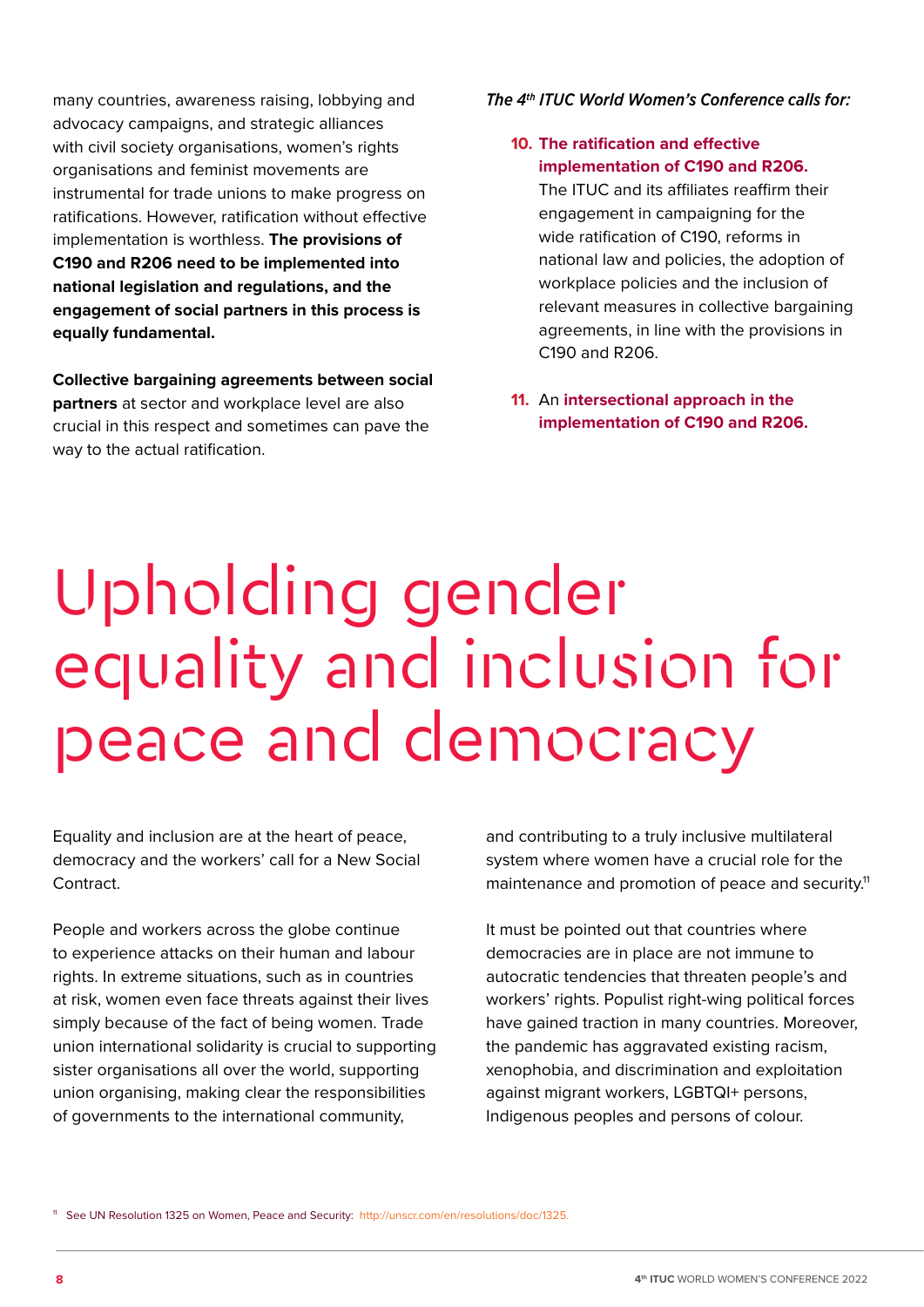many countries, awareness raising, lobbying and advocacy campaigns, and strategic alliances with civil society organisations, women's rights organisations and feminist movements are instrumental for trade unions to make progress on ratifications. However, ratification without effective implementation is worthless. **The provisions of C190 and R206 need to be implemented into national legislation and regulations, and the engagement of social partners in this process is equally fundamental.**

**Collective bargaining agreements between social partners** at sector and workplace level are also crucial in this respect and sometimes can pave the way to the actual ratification.

***The 4th ITUC World Women's Conference calls for:***

10. **The ratification and effective implementation of C190 and R206.** The ITUC and its affiliates reaffirm their engagement in campaigning for the wide ratification of C190, reforms in national law and policies, the adoption of workplace policies and the inclusion of relevant measures in collective bargaining agreements, in line with the provisions in C190 and R206.

11. An **intersectional approach in the implementation of C190 and R206.**

# Upholding gender equality and inclusion for peace and democracy

Equality and inclusion are at the heart of peace, democracy and the workers' call for a New Social Contract.

People and workers across the globe continue to experience attacks on their human and labour rights. In extreme situations, such as in countries at risk, women even face threats against their lives simply because of the fact of being women. Trade union international solidarity is crucial to supporting sister organisations all over the world, supporting union organising, making clear the responsibilities of governments to the international community, and contributing to a truly inclusive multilateral system where women have a crucial role for the maintenance and promotion of peace and security.[11]

It must be pointed out that countries where democracies are in place are not immune to autocratic tendencies that threaten people's and workers' rights. Populist right-wing political forces have gained traction in many countries. Moreover, the pandemic has aggravated existing racism, xenophobia, and discrimination and exploitation against migrant workers, LGBTQI+ persons, Indigenous peoples and persons of colour.

[11] See UN Resolution 1325 on Women, Peace and Security: http://unscr.com/en/resolutions/doc/1325.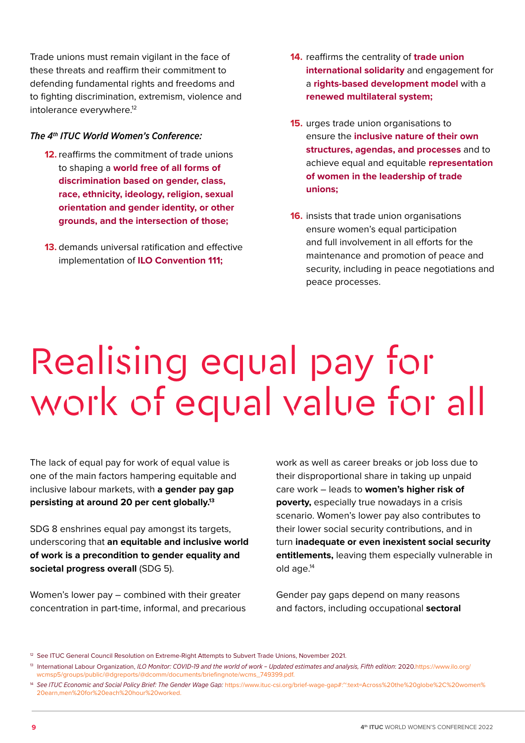Trade unions must remain vigilant in the face of these threats and reaffirm their commitment to defending fundamental rights and freedoms and to fighting discrimination, extremism, violence and intolerance everywhere.[12]

***The 4th ITUC World Women's Conference:***

**12.** reaffirms the commitment of trade unions to shaping a **world free of all forms of discrimination based on gender, class, race, ethnicity, ideology, religion, sexual orientation and gender identity, or other grounds, and the intersection of those;**

**13.** demands universal ratification and effective implementation of **ILO Convention 111;**

**14.** reaffirms the centrality of **trade union international solidarity** and engagement for a **rights-based development model** with a **renewed multilateral system;**

**15.** urges trade union organisations to ensure the **inclusive nature of their own structures, agendas, and processes** and to achieve equal and equitable **representation of women in the leadership of trade unions;**

**16.** insists that trade union organisations ensure women's equal participation and full involvement in all efforts for the maintenance and promotion of peace and security, including in peace negotiations and peace processes.

# Realising equal pay for work of equal value for all

The lack of equal pay for work of equal value is one of the main factors hampering equitable and inclusive labour markets, with **a gender pay gap persisting at around 20 per cent globally.**[13]

SDG 8 enshrines equal pay amongst its targets, underscoring that **an equitable and inclusive world of work is a precondition to gender equality and societal progress overall** (SDG 5).

Women's lower pay – combined with their greater concentration in part-time, informal, and precarious work as well as career breaks or job loss due to their disproportional share in taking up unpaid care work – leads to **women's higher risk of poverty,** especially true nowadays in a crisis scenario. Women's lower pay also contributes to their lower social security contributions, and in turn **inadequate or even inexistent social security entitlements,** leaving them especially vulnerable in old age.[14]

Gender pay gaps depend on many reasons and factors, including occupational **sectoral**

---

[12] See ITUC General Council Resolution on Extreme-Right Attempts to Subvert Trade Unions, November 2021.

[13] International Labour Organization, *ILO Monitor: COVID-19 and the world of work – Updated estimates and analysis, Fifth edition*: 2020.https://www.ilo.org/wcmsp5/groups/public/@dgreports/@dcomm/documents/briefingnote/wcms_749399.pdf.

[14] *See ITUC Economic and Social Policy Brief: The Gender Wage Gap:* https://www.ituc-csi.org/brief-wage-gap#:~:text=Across%20the%20globe%2C%20women%20earn,men%20for%20each%20hour%20worked.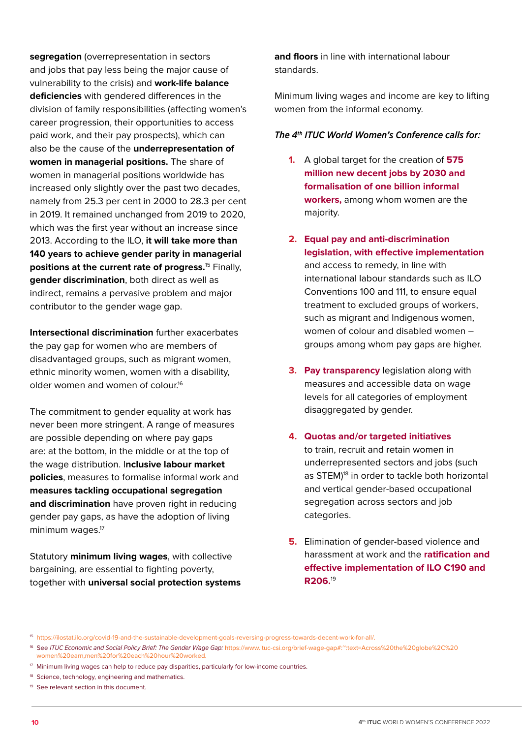**segregation** (overrepresentation in sectors and jobs that pay less being the major cause of vulnerability to the crisis) and **work-life balance deficiencies** with gendered differences in the division of family responsibilities (affecting women's career progression, their opportunities to access paid work, and their pay prospects), which can also be the cause of the **underrepresentation of women in managerial positions.** The share of women in managerial positions worldwide has increased only slightly over the past two decades, namely from 25.3 per cent in 2000 to 28.3 per cent in 2019. It remained unchanged from 2019 to 2020, which was the first year without an increase since 2013. According to the ILO, **it will take more than 140 years to achieve gender parity in managerial positions at the current rate of progress.**[15] Finally, **gender discrimination**, both direct as well as indirect, remains a pervasive problem and major contributor to the gender wage gap.

**Intersectional discrimination** further exacerbates the pay gap for women who are members of disadvantaged groups, such as migrant women, ethnic minority women, women with a disability, older women and women of colour.[16]

The commitment to gender equality at work has never been more stringent. A range of measures are possible depending on where pay gaps are: at the bottom, in the middle or at the top of the wage distribution. I**nclusive labour market policies**, measures to formalise informal work and **measures tackling occupational segregation and discrimination** have proven right in reducing gender pay gaps, as have the adoption of living minimum wages.[17]

Statutory **minimum living wages**, with collective bargaining, are essential to fighting poverty, together with **universal social protection systems and floors** in line with international labour standards.

Minimum living wages and income are key to lifting women from the informal economy.

***The 4th ITUC World Women's Conference calls for:***

1. A global target for the creation of **575 million new decent jobs by 2030 and formalisation of one billion informal workers,** among whom women are the majority.
2. **Equal pay and anti-discrimination legislation, with effective implementation** and access to remedy, in line with international labour standards such as ILO Conventions 100 and 111, to ensure equal treatment to excluded groups of workers, such as migrant and Indigenous women, women of colour and disabled women – groups among whom pay gaps are higher.
3. **Pay transparency** legislation along with measures and accessible data on wage levels for all categories of employment disaggregated by gender.
4. **Quotas and/or targeted initiatives** to train, recruit and retain women in underrepresented sectors and jobs (such as STEM)[18] in order to tackle both horizontal and vertical gender-based occupational segregation across sectors and job categories.
5. Elimination of gender-based violence and harassment at work and the **ratification and effective implementation of ILO C190 and R206.**[19]

---

[15] https://ilostat.ilo.org/covid-19-and-the-sustainable-development-goals-reversing-progress-towards-decent-work-for-all/.

[16] See *ITUC Economic and Social Policy Brief: The Gender Wage Gap:* https://www.ituc-csi.org/brief-wage-gap#:~:text=Across%20the%20globe%2C%20women%20earn,men%20for%20each%20hour%20worked.

[17] Minimum living wages can help to reduce pay disparities, particularly for low-income countries.

[18] Science, technology, engineering and mathematics.

[19] See relevant section in this document.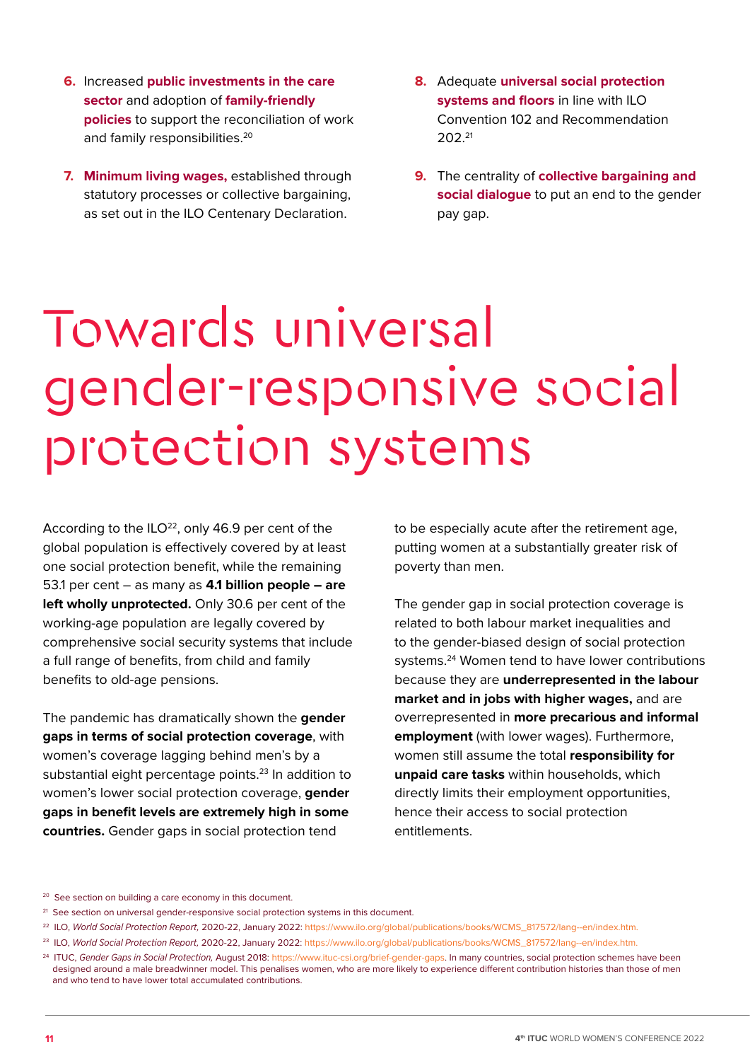6. Increased **public investments in the care sector** and adoption of **family-friendly policies** to support the reconciliation of work and family responsibilities.[20]

7. **Minimum living wages,** established through statutory processes or collective bargaining, as set out in the ILO Centenary Declaration.

8. Adequate **universal social protection systems and floors** in line with ILO Convention 102 and Recommendation 202.[21]

9. The centrality of **collective bargaining and social dialogue** to put an end to the gender pay gap.

# Towards universal gender-responsive social protection systems

According to the ILO[22], only 46.9 per cent of the global population is effectively covered by at least one social protection benefit, while the remaining 53.1 per cent – as many as **4.1 billion people – are left wholly unprotected.** Only 30.6 per cent of the working-age population are legally covered by comprehensive social security systems that include a full range of benefits, from child and family benefits to old-age pensions.

The pandemic has dramatically shown the **gender gaps in terms of social protection coverage**, with women's coverage lagging behind men's by a substantial eight percentage points.[23] In addition to women's lower social protection coverage, **gender gaps in benefit levels are extremely high in some countries.** Gender gaps in social protection tend to be especially acute after the retirement age, putting women at a substantially greater risk of poverty than men.

The gender gap in social protection coverage is related to both labour market inequalities and to the gender-biased design of social protection systems.[24] Women tend to have lower contributions because they are **underrepresented in the labour market and in jobs with higher wages,** and are overrepresented in **more precarious and informal employment** (with lower wages). Furthermore, women still assume the total **responsibility for unpaid care tasks** within households, which directly limits their employment opportunities, hence their access to social protection entitlements.

---

[20] See section on building a care economy in this document.

[21] See section on universal gender-responsive social protection systems in this document.

[22] ILO, *World Social Protection Report,* 2020-22, January 2022: https://www.ilo.org/global/publications/books/WCMS_817572/lang--en/index.htm.

[23] ILO, *World Social Protection Report,* 2020-22, January 2022: https://www.ilo.org/global/publications/books/WCMS_817572/lang--en/index.htm.

[24] ITUC, *Gender Gaps in Social Protection,* August 2018: https://www.ituc-csi.org/brief-gender-gaps. In many countries, social protection schemes have been designed around a male breadwinner model. This penalises women, who are more likely to experience different contribution histories than those of men and who tend to have lower total accumulated contributions.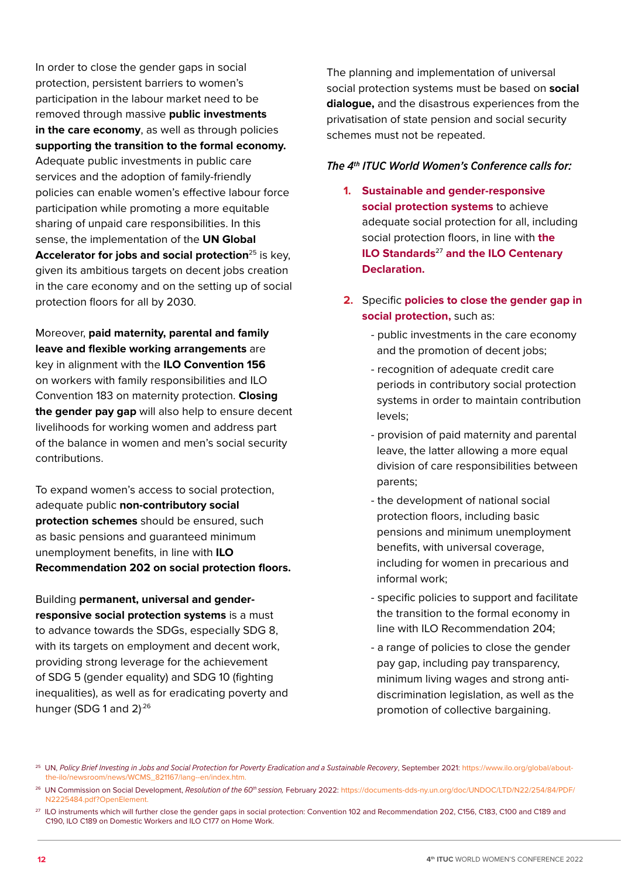In order to close the gender gaps in social protection, persistent barriers to women's participation in the labour market need to be removed through massive **public investments in the care economy**, as well as through policies **supporting the transition to the formal economy.** Adequate public investments in public care services and the adoption of family-friendly policies can enable women's effective labour force participation while promoting a more equitable sharing of unpaid care responsibilities. In this sense, the implementation of the **UN Global Accelerator for jobs and social protection**[25] is key, given its ambitious targets on decent jobs creation in the care economy and on the setting up of social protection floors for all by 2030.

Moreover, **paid maternity, parental and family leave and flexible working arrangements** are key in alignment with the **ILO Convention 156** on workers with family responsibilities and ILO Convention 183 on maternity protection. **Closing the gender pay gap** will also help to ensure decent livelihoods for working women and address part of the balance in women and men's social security contributions.

To expand women's access to social protection, adequate public **non-contributory social protection schemes** should be ensured, such as basic pensions and guaranteed minimum unemployment benefits, in line with **ILO Recommendation 202 on social protection floors.**

Building **permanent, universal and gender-responsive social protection systems** is a must to advance towards the SDGs, especially SDG 8, with its targets on employment and decent work, providing strong leverage for the achievement of SDG 5 (gender equality) and SDG 10 (fighting inequalities), as well as for eradicating poverty and hunger (SDG 1 and 2).[26]

The planning and implementation of universal social protection systems must be based on **social dialogue,** and the disastrous experiences from the privatisation of state pension and social security schemes must not be repeated.

***The 4th ITUC World Women's Conference calls for:***

1. **Sustainable and gender-responsive social protection systems** to achieve adequate social protection for all, including social protection floors, in line with **the ILO Standards**[27] **and the ILO Centenary Declaration.**

2. Specific **policies to close the gender gap in social protection,** such as:
   - public investments in the care economy and the promotion of decent jobs;
   - recognition of adequate credit care periods in contributory social protection systems in order to maintain contribution levels;
   - provision of paid maternity and parental leave, the latter allowing a more equal division of care responsibilities between parents;
   - the development of national social protection floors, including basic pensions and minimum unemployment benefits, with universal coverage, including for women in precarious and informal work;
   - specific policies to support and facilitate the transition to the formal economy in line with ILO Recommendation 204;
   - a range of policies to close the gender pay gap, including pay transparency, minimum living wages and strong anti-discrimination legislation, as well as the promotion of collective bargaining.

---

[25] UN, *Policy Brief Investing in Jobs and Social Protection for Poverty Eradication and a Sustainable Recovery*, September 2021: https://www.ilo.org/global/about-the-ilo/newsroom/news/WCMS_821167/lang--en/index.htm.

[26] UN Commission on Social Development, *Resolution of the 60th session,* February 2022: https://documents-dds-ny.un.org/doc/UNDOC/LTD/N22/254/84/PDF/N2225484.pdf?OpenElement.

[27] ILO instruments which will further close the gender gaps in social protection: Convention 102 and Recommendation 202, C156, C183, C100 and C189 and C190, ILO C189 on Domestic Workers and ILO C177 on Home Work.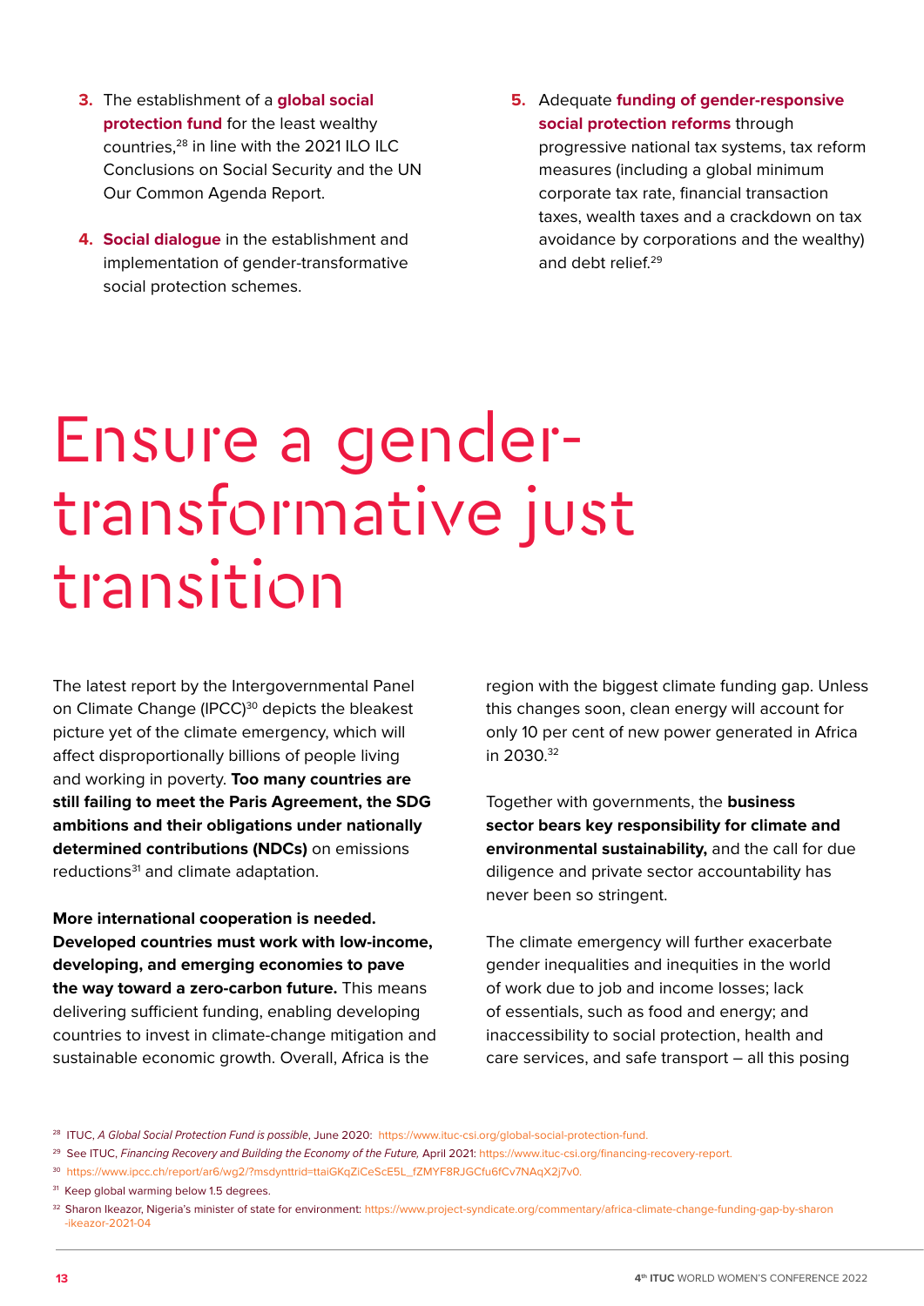3. The establishment of a **global social protection fund** for the least wealthy countries,[28] in line with the 2021 ILO ILC Conclusions on Social Security and the UN Our Common Agenda Report.

4. **Social dialogue** in the establishment and implementation of gender-transformative social protection schemes.

5. Adequate **funding of gender-responsive social protection reforms** through progressive national tax systems, tax reform measures (including a global minimum corporate tax rate, financial transaction taxes, wealth taxes and a crackdown on tax avoidance by corporations and the wealthy) and debt relief.[29]

# Ensure a gender-transformative just transition

The latest report by the Intergovernmental Panel on Climate Change (IPCC)[30] depicts the bleakest picture yet of the climate emergency, which will affect disproportionally billions of people living and working in poverty. **Too many countries are still failing to meet the Paris Agreement, the SDG ambitions and their obligations under nationally determined contributions (NDCs)** on emissions reductions[31] and climate adaptation.

**More international cooperation is needed. Developed countries must work with low-income, developing, and emerging economies to pave the way toward a zero-carbon future.** This means delivering sufficient funding, enabling developing countries to invest in climate-change mitigation and sustainable economic growth. Overall, Africa is the region with the biggest climate funding gap. Unless this changes soon, clean energy will account for only 10 per cent of new power generated in Africa in 2030.[32]

Together with governments, the **business sector bears key responsibility for climate and environmental sustainability,** and the call for due diligence and private sector accountability has never been so stringent.

The climate emergency will further exacerbate gender inequalities and inequities in the world of work due to job and income losses; lack of essentials, such as food and energy; and inaccessibility to social protection, health and care services, and safe transport – all this posing

---

[28] ITUC, *A Global Social Protection Fund is possible*, June 2020: https://www.ituc-csi.org/global-social-protection-fund.

[29] See ITUC, *Financing Recovery and Building the Economy of the Future,* April 2021: https://www.ituc-csi.org/financing-recovery-report.

[30] https://www.ipcc.ch/report/ar6/wg2/?msdynttrid=ttaiGKqZiCeScE5L_fZMYF8RJGCfu6fCv7NAqX2j7v0.

[31] Keep global warming below 1.5 degrees.

[32] Sharon Ikeazor, Nigeria's minister of state for environment: https://www.project-syndicate.org/commentary/africa-climate-change-funding-gap-by-sharon-ikeazor-2021-04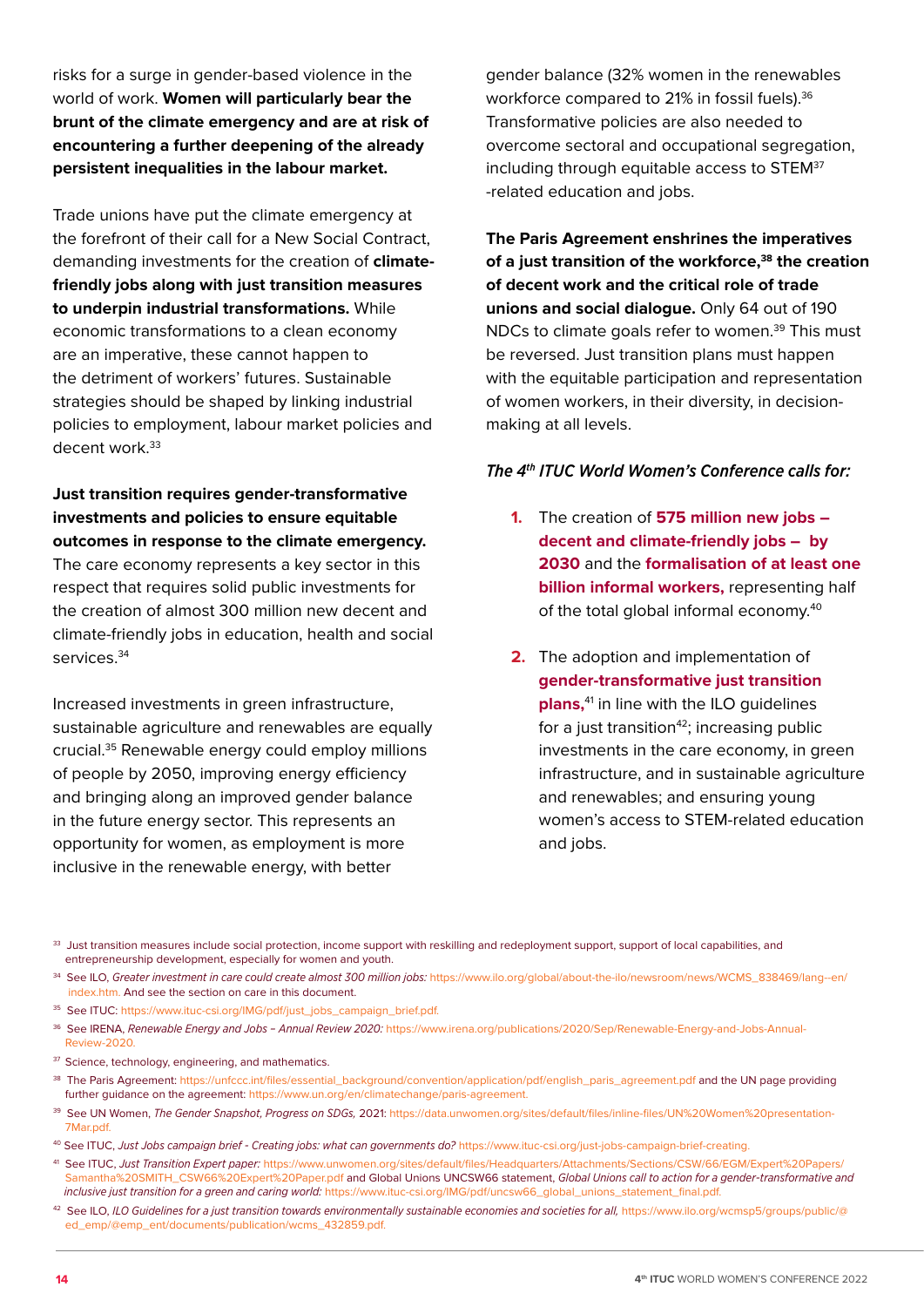risks for a surge in gender-based violence in the world of work. **Women will particularly bear the brunt of the climate emergency and are at risk of encountering a further deepening of the already persistent inequalities in the labour market.**

Trade unions have put the climate emergency at the forefront of their call for a New Social Contract, demanding investments for the creation of **climate-friendly jobs along with just transition measures to underpin industrial transformations.** While economic transformations to a clean economy are an imperative, these cannot happen to the detriment of workers' futures. Sustainable strategies should be shaped by linking industrial policies to employment, labour market policies and decent work.[33]

**Just transition requires gender-transformative investments and policies to ensure equitable outcomes in response to the climate emergency.** The care economy represents a key sector in this respect that requires solid public investments for the creation of almost 300 million new decent and climate-friendly jobs in education, health and social services.[34]

Increased investments in green infrastructure, sustainable agriculture and renewables are equally crucial.[35] Renewable energy could employ millions of people by 2050, improving energy efficiency and bringing along an improved gender balance in the future energy sector. This represents an opportunity for women, as employment is more inclusive in the renewable energy, with better gender balance (32% women in the renewables workforce compared to 21% in fossil fuels).[36] Transformative policies are also needed to overcome sectoral and occupational segregation, including through equitable access to STEM[37] -related education and jobs.

**The Paris Agreement enshrines the imperatives of a just transition of the workforce,[38] the creation of decent work and the critical role of trade unions and social dialogue.** Only 64 out of 190 NDCs to climate goals refer to women.[39] This must be reversed. Just transition plans must happen with the equitable participation and representation of women workers, in their diversity, in decision-making at all levels.

***The 4th ITUC World Women's Conference calls for:***

1. The creation of **575 million new jobs – decent and climate-friendly jobs – by 2030** and the **formalisation of at least one billion informal workers,** representing half of the total global informal economy.[40]

2. The adoption and implementation of **gender-transformative just transition plans,**[41] in line with the ILO guidelines for a just transition[42]; increasing public investments in the care economy, in green infrastructure, and in sustainable agriculture and renewables; and ensuring young women's access to STEM-related education and jobs.

---

[33] Just transition measures include social protection, income support with reskilling and redeployment support, support of local capabilities, and entrepreneurship development, especially for women and youth.

[34] See ILO, *Greater investment in care could create almost 300 million jobs:* https://www.ilo.org/global/about-the-ilo/newsroom/news/WCMS_838469/lang--en/index.htm. And see the section on care in this document.

[35] See ITUC: https://www.ituc-csi.org/IMG/pdf/just_jobs_campaign_brief.pdf.

[36] See IRENA, *Renewable Energy and Jobs – Annual Review 2020:* https://www.irena.org/publications/2020/Sep/Renewable-Energy-and-Jobs-Annual-Review-2020.

[37] Science, technology, engineering, and mathematics.

[38] The Paris Agreement: https://unfccc.int/files/essential_background/convention/application/pdf/english_paris_agreement.pdf and the UN page providing further guidance on the agreement: https://www.un.org/en/climatechange/paris-agreement.

[39] See UN Women, *The Gender Snapshot, Progress on SDGs,* 2021: https://data.unwomen.org/sites/default/files/inline-files/UN%20Women%20presentation-7Mar.pdf.

[40] See ITUC, *Just Jobs campaign brief - Creating jobs: what can governments do?* https://www.ituc-csi.org/just-jobs-campaign-brief-creating.

[41] See ITUC, *Just Transition Expert paper:* https://www.unwomen.org/sites/default/files/Headquarters/Attachments/Sections/CSW/66/EGM/Expert%20Papers/Samantha%20SMITH_CSW66%20Expert%20Paper.pdf and Global Unions UNCSW66 statement, *Global Unions call to action for a gender-transformative and inclusive just transition for a green and caring world:* https://www.ituc-csi.org/IMG/pdf/uncsw66_global_unions_statement_final.pdf.

[42] See ILO, *ILO Guidelines for a just transition towards environmentally sustainable economies and societies for all,* https://www.ilo.org/wcmsp5/groups/public/@ed_emp/@emp_ent/documents/publication/wcms_432859.pdf.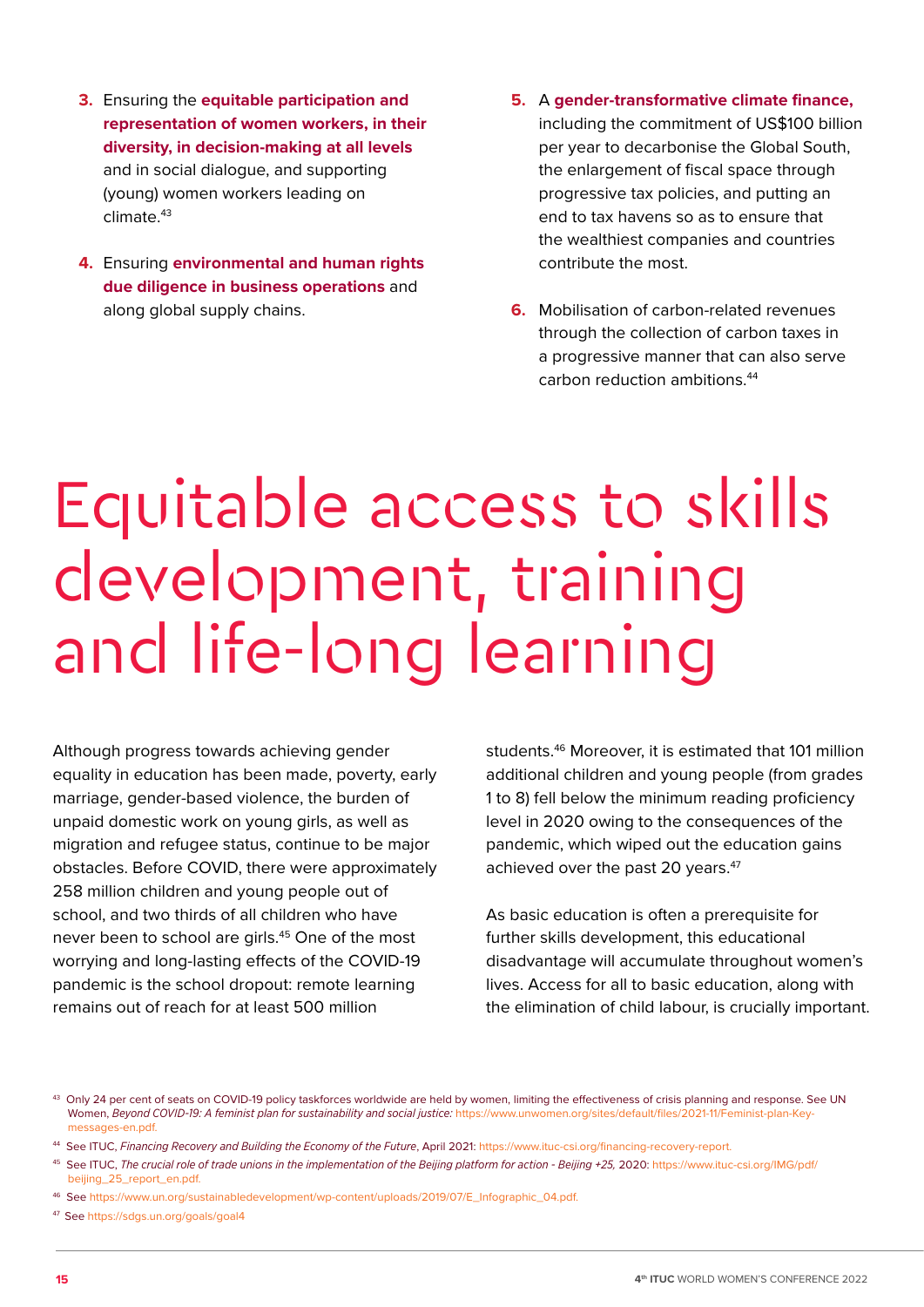3. Ensuring the **equitable participation and representation of women workers, in their diversity, in decision-making at all levels** and in social dialogue, and supporting (young) women workers leading on climate.[43]

4. Ensuring **environmental and human rights due diligence in business operations** and along global supply chains.

5. A **gender-transformative climate finance,** including the commitment of US$100 billion per year to decarbonise the Global South, the enlargement of fiscal space through progressive tax policies, and putting an end to tax havens so as to ensure that the wealthiest companies and countries contribute the most.

6. Mobilisation of carbon-related revenues through the collection of carbon taxes in a progressive manner that can also serve carbon reduction ambitions.[44]

# Equitable access to skills development, training and life-long learning

Although progress towards achieving gender equality in education has been made, poverty, early marriage, gender-based violence, the burden of unpaid domestic work on young girls, as well as migration and refugee status, continue to be major obstacles. Before COVID, there were approximately 258 million children and young people out of school, and two thirds of all children who have never been to school are girls.[45] One of the most worrying and long-lasting effects of the COVID-19 pandemic is the school dropout: remote learning remains out of reach for at least 500 million students.[46] Moreover, it is estimated that 101 million additional children and young people (from grades 1 to 8) fell below the minimum reading proficiency level in 2020 owing to the consequences of the pandemic, which wiped out the education gains achieved over the past 20 years.[47]

As basic education is often a prerequisite for further skills development, this educational disadvantage will accumulate throughout women's lives. Access for all to basic education, along with the elimination of child labour, is crucially important.

---

[43] Only 24 per cent of seats on COVID-19 policy taskforces worldwide are held by women, limiting the effectiveness of crisis planning and response. See UN Women, *Beyond COVID-19: A feminist plan for sustainability and social justice:* https://www.unwomen.org/sites/default/files/2021-11/Feminist-plan-Key-messages-en.pdf.

[44] See ITUC, *Financing Recovery and Building the Economy of the Future*, April 2021: https://www.ituc-csi.org/financing-recovery-report.

[45] See ITUC, *The crucial role of trade unions in the implementation of the Beijing platform for action - Beijing +25,* 2020: https://www.ituc-csi.org/IMG/pdf/beijing_25_report_en.pdf.

[46] See https://www.un.org/sustainabledevelopment/wp-content/uploads/2019/07/E_Infographic_04.pdf.

[47] See https://sdgs.un.org/goals/goal4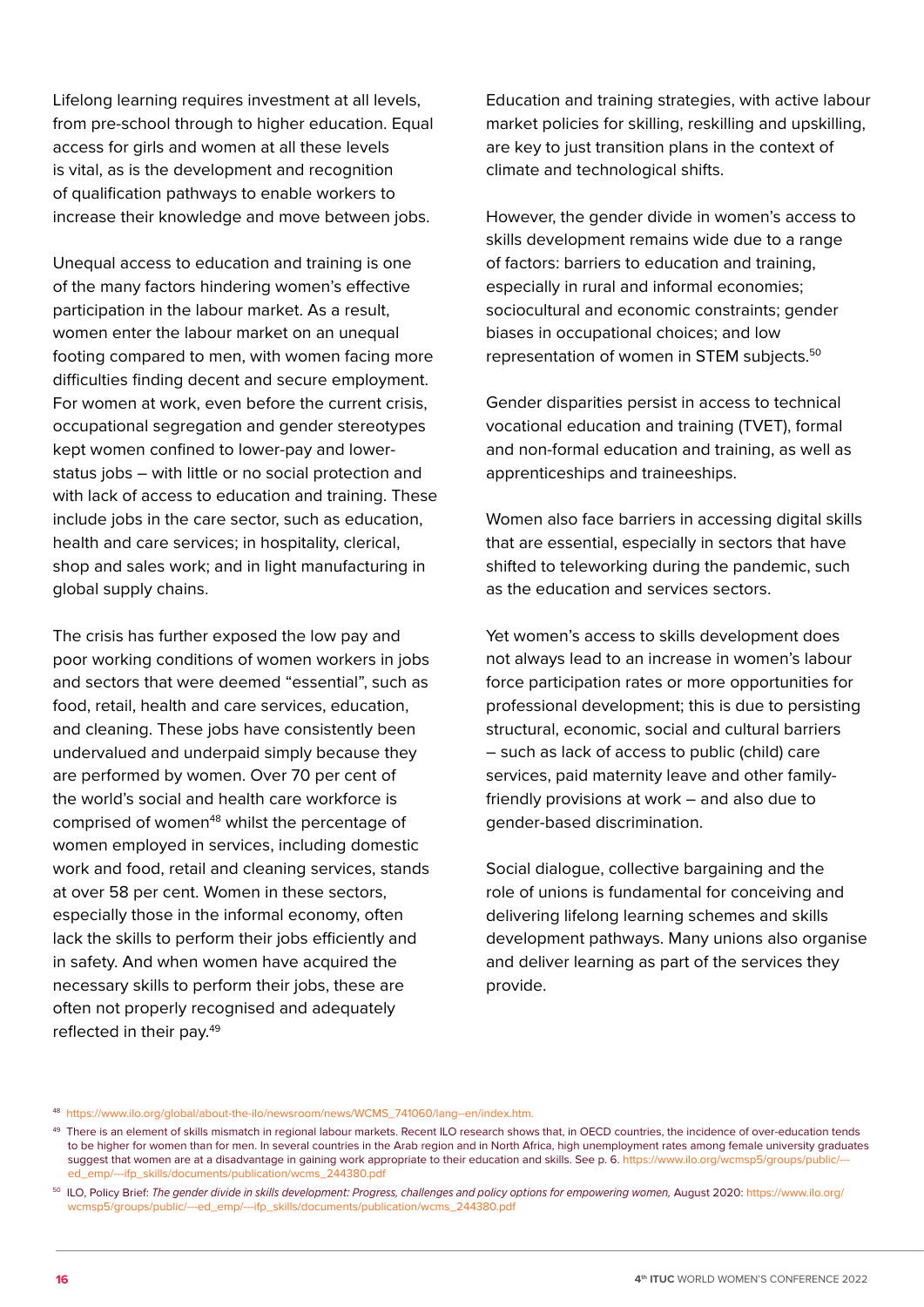Lifelong learning requires investment at all levels, from pre-school through to higher education. Equal access for girls and women at all these levels is vital, as is the development and recognition of qualification pathways to enable workers to increase their knowledge and move between jobs.

Unequal access to education and training is one of the many factors hindering women's effective participation in the labour market. As a result, women enter the labour market on an unequal footing compared to men, with women facing more difficulties finding decent and secure employment. For women at work, even before the current crisis, occupational segregation and gender stereotypes kept women confined to lower-pay and lower-status jobs – with little or no social protection and with lack of access to education and training. These include jobs in the care sector, such as education, health and care services; in hospitality, clerical, shop and sales work; and in light manufacturing in global supply chains.

The crisis has further exposed the low pay and poor working conditions of women workers in jobs and sectors that were deemed "essential", such as food, retail, health and care services, education, and cleaning. These jobs have consistently been undervalued and underpaid simply because they are performed by women. Over 70 per cent of the world's social and health care workforce is comprised of women[48] whilst the percentage of women employed in services, including domestic work and food, retail and cleaning services, stands at over 58 per cent. Women in these sectors, especially those in the informal economy, often lack the skills to perform their jobs efficiently and in safety. And when women have acquired the necessary skills to perform their jobs, these are often not properly recognised and adequately reflected in their pay.[49]

Education and training strategies, with active labour market policies for skilling, reskilling and upskilling, are key to just transition plans in the context of climate and technological shifts.

However, the gender divide in women's access to skills development remains wide due to a range of factors: barriers to education and training, especially in rural and informal economies; sociocultural and economic constraints; gender biases in occupational choices; and low representation of women in STEM subjects.[50]

Gender disparities persist in access to technical vocational education and training (TVET), formal and non-formal education and training, as well as apprenticeships and traineeships.

Women also face barriers in accessing digital skills that are essential, especially in sectors that have shifted to teleworking during the pandemic, such as the education and services sectors.

Yet women's access to skills development does not always lead to an increase in women's labour force participation rates or more opportunities for professional development; this is due to persisting structural, economic, social and cultural barriers – such as lack of access to public (child) care services, paid maternity leave and other family-friendly provisions at work – and also due to gender-based discrimination.

Social dialogue, collective bargaining and the role of unions is fundamental for conceiving and delivering lifelong learning schemes and skills development pathways. Many unions also organise and deliver learning as part of the services they provide.

---

[48] https://www.ilo.org/global/about-the-ilo/newsroom/news/WCMS_741060/lang--en/index.htm.

[49] There is an element of skills mismatch in regional labour markets. Recent ILO research shows that, in OECD countries, the incidence of over-education tends to be higher for women than for men. In several countries in the Arab region and in North Africa, high unemployment rates among female university graduates suggest that women are at a disadvantage in gaining work appropriate to their education and skills. See p. 6. https://www.ilo.org/wcmsp5/groups/public/---ed_emp/---ifp_skills/documents/publication/wcms_244380.pdf

[50] ILO, Policy Brief: *The gender divide in skills development: Progress, challenges and policy options for empowering women,* August 2020: https://www.ilo.org/wcmsp5/groups/public/---ed_emp/---ifp_skills/documents/publication/wcms_244380.pdf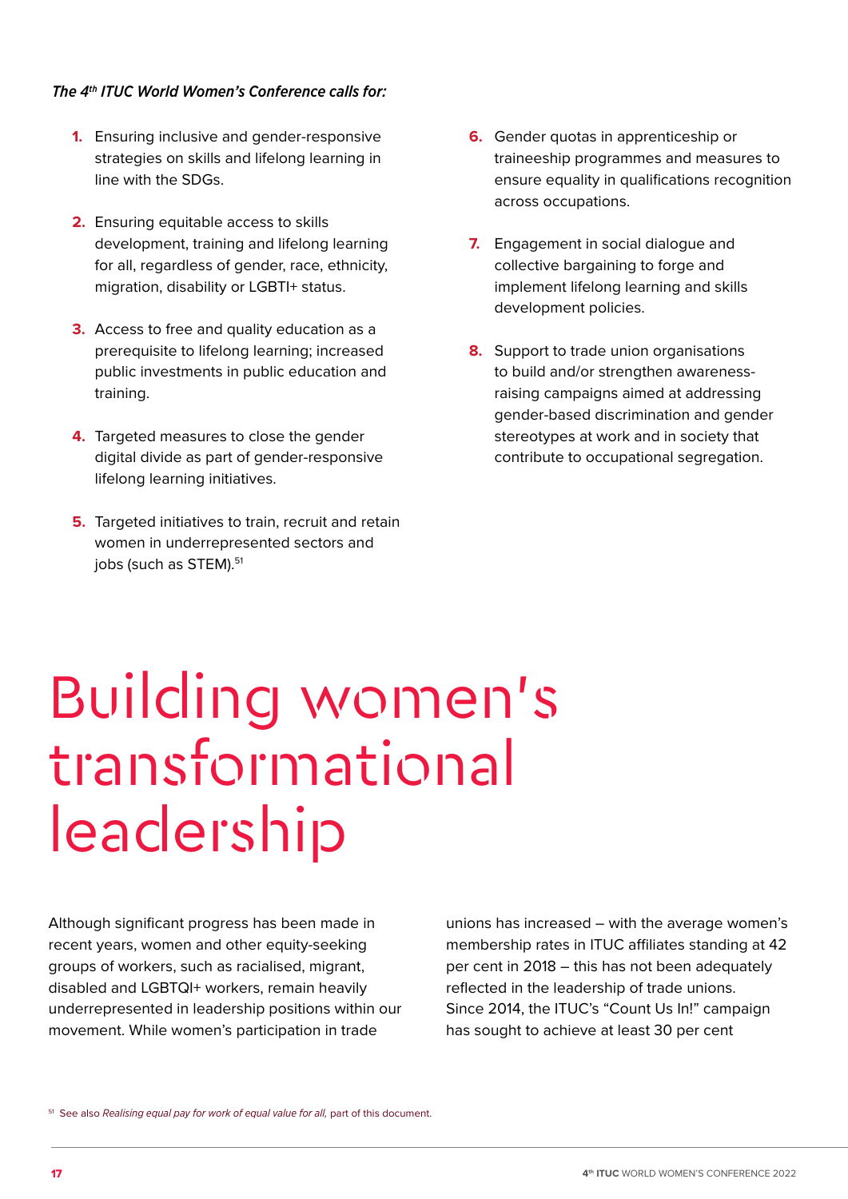***The 4th ITUC World Women's Conference calls for:***

1. Ensuring inclusive and gender-responsive strategies on skills and lifelong learning in line with the SDGs.
2. Ensuring equitable access to skills development, training and lifelong learning for all, regardless of gender, race, ethnicity, migration, disability or LGBTI+ status.
3. Access to free and quality education as a prerequisite to lifelong learning; increased public investments in public education and training.
4. Targeted measures to close the gender digital divide as part of gender-responsive lifelong learning initiatives.
5. Targeted initiatives to train, recruit and retain women in underrepresented sectors and jobs (such as STEM).[51]
6. Gender quotas in apprenticeship or traineeship programmes and measures to ensure equality in qualifications recognition across occupations.
7. Engagement in social dialogue and collective bargaining to forge and implement lifelong learning and skills development policies.
8. Support to trade union organisations to build and/or strengthen awareness-raising campaigns aimed at addressing gender-based discrimination and gender stereotypes at work and in society that contribute to occupational segregation.

# Building women's transformational leadership

Although significant progress has been made in recent years, women and other equity-seeking groups of workers, such as racialised, migrant, disabled and LGBTQI+ workers, remain heavily underrepresented in leadership positions within our movement. While women's participation in trade unions has increased – with the average women's membership rates in ITUC affiliates standing at 42 per cent in 2018 – this has not been adequately reflected in the leadership of trade unions. Since 2014, the ITUC's "Count Us In!" campaign has sought to achieve at least 30 per cent

[51] See also *Realising equal pay for work of equal value for all*, part of this document.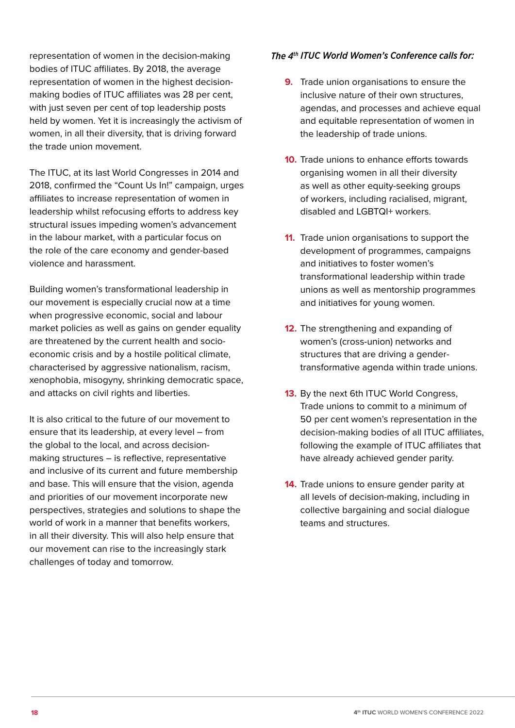representation of women in the decision-making bodies of ITUC affiliates. By 2018, the average representation of women in the highest decision-making bodies of ITUC affiliates was 28 per cent, with just seven per cent of top leadership posts held by women. Yet it is increasingly the activism of women, in all their diversity, that is driving forward the trade union movement.

The ITUC, at its last World Congresses in 2014 and 2018, confirmed the "Count Us In!" campaign, urges affiliates to increase representation of women in leadership whilst refocusing efforts to address key structural issues impeding women's advancement in the labour market, with a particular focus on the role of the care economy and gender-based violence and harassment.

Building women's transformational leadership in our movement is especially crucial now at a time when progressive economic, social and labour market policies as well as gains on gender equality are threatened by the current health and socio-economic crisis and by a hostile political climate, characterised by aggressive nationalism, racism, xenophobia, misogyny, shrinking democratic space, and attacks on civil rights and liberties.

It is also critical to the future of our movement to ensure that its leadership, at every level – from the global to the local, and across decision-making structures – is reflective, representative and inclusive of its current and future membership and base. This will ensure that the vision, agenda and priorities of our movement incorporate new perspectives, strategies and solutions to shape the world of work in a manner that benefits workers, in all their diversity. This will also help ensure that our movement can rise to the increasingly stark challenges of today and tomorrow.

***The 4th ITUC World Women's Conference calls for:***

9. Trade union organisations to ensure the inclusive nature of their own structures, agendas, and processes and achieve equal and equitable representation of women in the leadership of trade unions.

10. Trade unions to enhance efforts towards organising women in all their diversity as well as other equity-seeking groups of workers, including racialised, migrant, disabled and LGBTQI+ workers.

11. Trade union organisations to support the development of programmes, campaigns and initiatives to foster women's transformational leadership within trade unions as well as mentorship programmes and initiatives for young women.

12. The strengthening and expanding of women's (cross-union) networks and structures that are driving a gender-transformative agenda within trade unions.

13. By the next 6th ITUC World Congress, Trade unions to commit to a minimum of 50 per cent women's representation in the decision-making bodies of all ITUC affiliates, following the example of ITUC affiliates that have already achieved gender parity.

14. Trade unions to ensure gender parity at all levels of decision-making, including in collective bargaining and social dialogue teams and structures.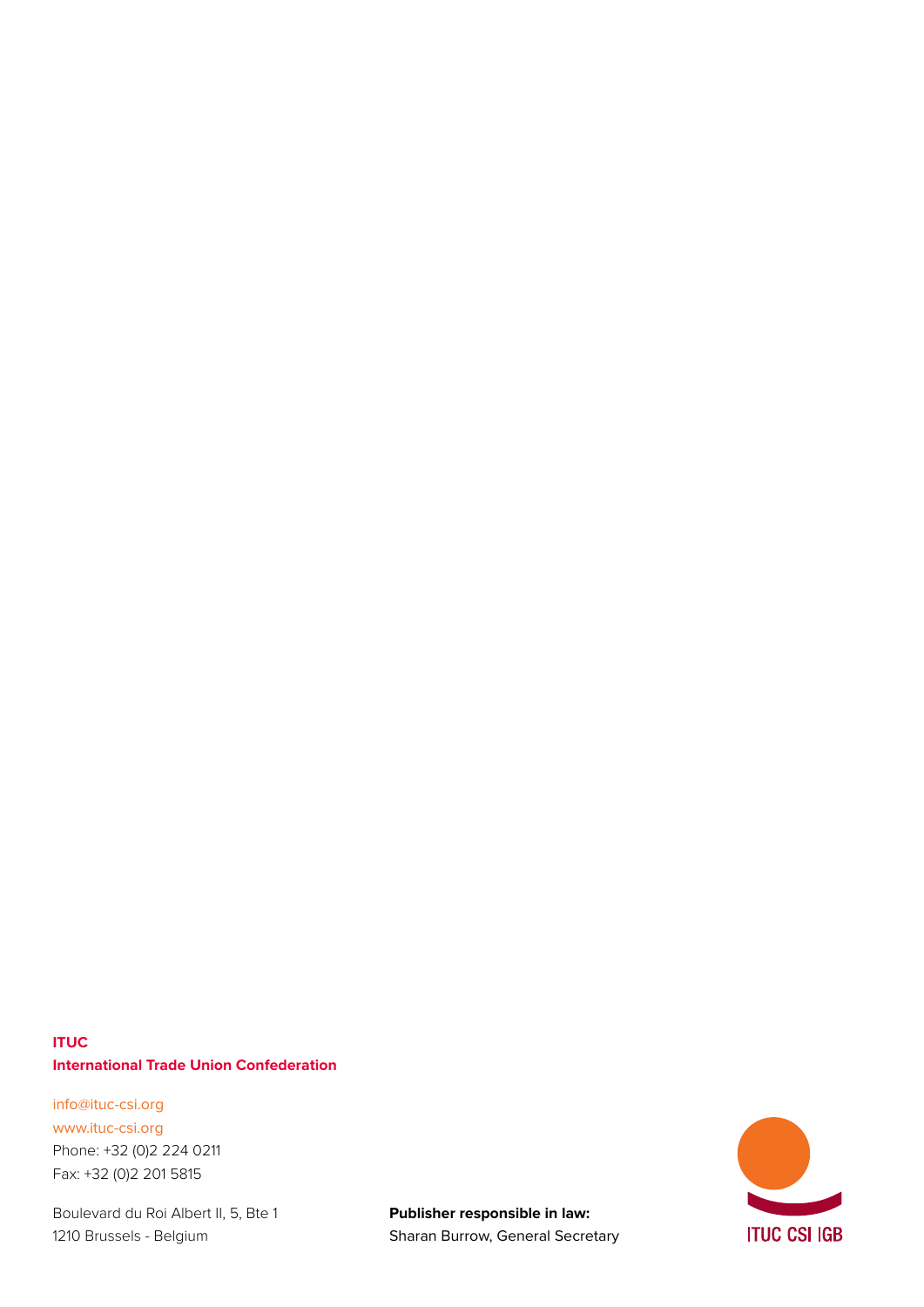**ITUC**
**International Trade Union Confederation**

info@ituc-csi.org
www.ituc-csi.org
Phone: +32 (0)2 224 0211
Fax: +32 (0)2 201 5815

Boulevard du Roi Albert II, 5, Bte 1
1210 Brussels - Belgium

**Publisher responsible in law:**
Sharan Burrow, General Secretary

ITUC CSI IGB